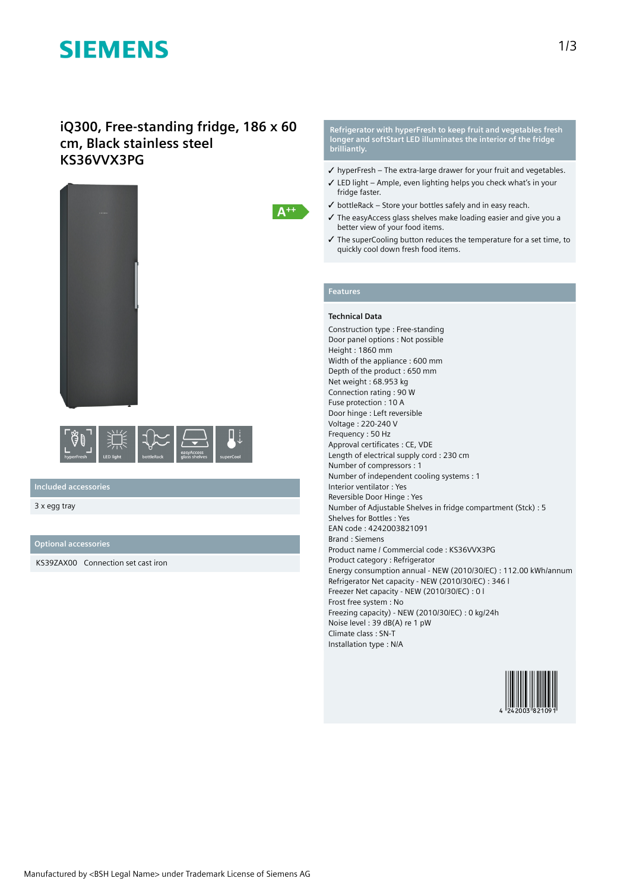# iQ300, Free-standing fridge, 186 x 60 cm, Black stainless steel KS36VVX3PG

A++

hyperFresh | LED light | bottleRack | easyAccess glass shelves | superCool

## Included accessories

3 x egg tray

## Optional accessories

KS39ZAX00 Connection set cast iron

## Refrigerator with hyperFresh to keep fruit and vegetables fresh longer and softStart LED illuminates the interior of the fridge brilliantly.

- ✓ hyperFresh – The extra-large drawer for your fruit and vegetables.
- ✓ LED light – Ample, even lighting helps you check what's in your fridge faster.
- ✓ bottleRack – Store your bottles safely and in easy reach.
- ✓ The easyAccess glass shelves make loading easier and give you a better view of your food items.
- ✓ The superCooling button reduces the temperature for a set time, to quickly cool down fresh food items.

## Features

### Technical Data

Construction type : Free-standing
Door panel options : Not possible
Height : 1860 mm
Width of the appliance : 600 mm
Depth of the product : 650 mm
Net weight : 68.953 kg
Connection rating : 90 W
Fuse protection : 10 A
Door hinge : Left reversible
Voltage : 220-240 V
Frequency : 50 Hz
Approval certificates : CE, VDE
Length of electrical supply cord : 230 cm
Number of compressors : 1
Number of independent cooling systems : 1
Interior ventilator : Yes
Reversible Door Hinge : Yes
Number of Adjustable Shelves in fridge compartment (Stck) : 5
Shelves for Bottles : Yes
EAN code : 4242003821091
Brand : Siemens
Product name / Commercial code : KS36VVX3PG
Product category : Refrigerator
Energy consumption annual - NEW (2010/30/EC) : 112.00 kWh/annum
Refrigerator Net capacity - NEW (2010/30/EC) : 346 l
Freezer Net capacity - NEW (2010/30/EC) : 0 l
Frost free system : No
Freezing capacity) - NEW (2010/30/EC) : 0 kg/24h
Noise level : 39 dB(A) re 1 pW
Climate class : SN-T
Installation type : N/A

4 242003 821091

Manufactured by <BSH Legal Name> under Trademark License of Siemens AG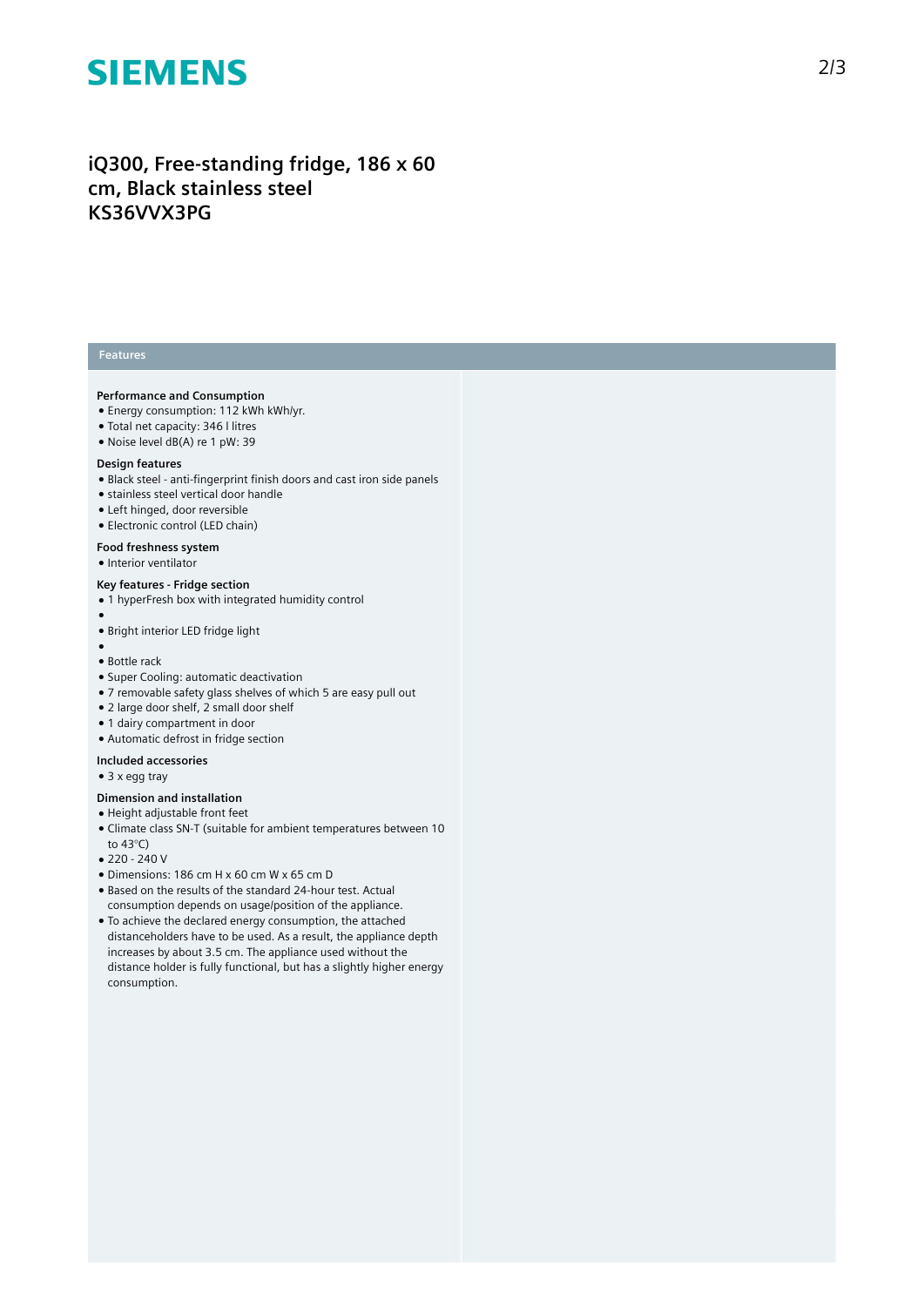**SIEMENS**

# iQ300, Free-standing fridge, 186 x 60 cm, Black stainless steel KS36VVX3PG

## Features

### Performance and Consumption

- Energy consumption: 112 kWh kWh/yr.
- Total net capacity: 346 l litres
- Noise level dB(A) re 1 pW: 39

### Design features

- Black steel - anti-fingerprint finish doors and cast iron side panels
- stainless steel vertical door handle
- Left hinged, door reversible
- Electronic control (LED chain)

### Food freshness system

- Interior ventilator

### Key features - Fridge section

- 1 hyperFresh box with integrated humidity control
- 
- Bright interior LED fridge light
- 
- Bottle rack
- Super Cooling: automatic deactivation
- 7 removable safety glass shelves of which 5 are easy pull out
- 2 large door shelf, 2 small door shelf
- 1 dairy compartment in door
- Automatic defrost in fridge section

### Included accessories

- 3 x egg tray

### Dimension and installation

- Height adjustable front feet
- Climate class SN-T (suitable for ambient temperatures between 10 to 43°C)
- 220 - 240 V
- Dimensions: 186 cm H x 60 cm W x 65 cm D
- Based on the results of the standard 24-hour test. Actual consumption depends on usage/position of the appliance.
- To achieve the declared energy consumption, the attached distanceholders have to be used. As a result, the appliance depth increases by about 3.5 cm. The appliance used without the distance holder is fully functional, but has a slightly higher energy consumption.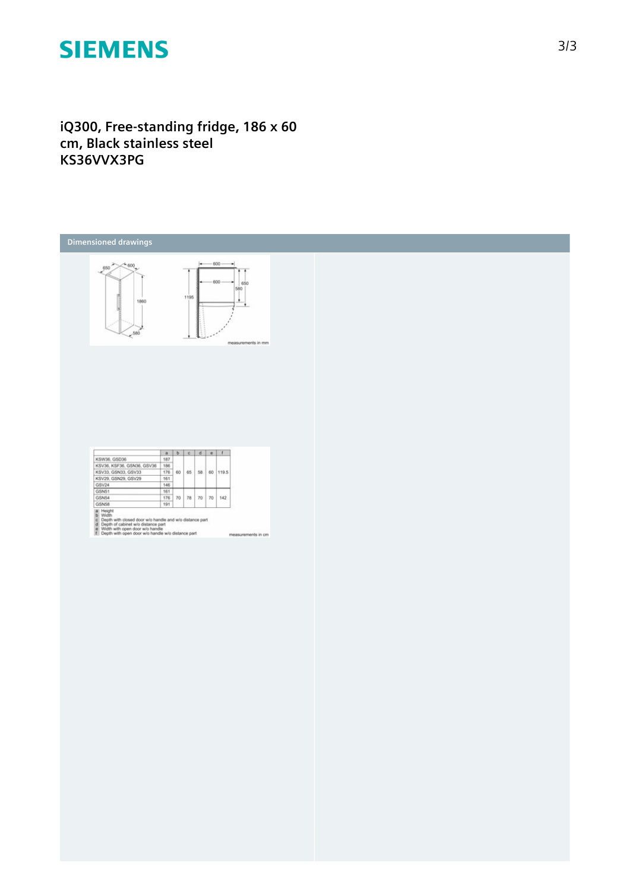# iQ300, Free-standing fridge, 186 x 60 cm, Black stainless steel KS36VVX3PG

## Dimensioned drawings

650
600
1860
580
600
600
1195
650
580
measurements in mm

| | a | b | c | d | e | f |
|---|---|---|---|---|---|---|
| KSW36, GSD36 | 187 | 60 | 65 | 58 | 60 | 119.5 |
| KSV36, KSF36, GSN36, GSV36 | 186 | | | | | |
| KSV33, GSN33, GSV33 | 176 | | | | | |
| KSV29, GSN29, GSV29 | 161 | | | | | |
| GSV24 | 146 | | | | | |
| GSN51 | 161 | 70 | 78 | 70 | 70 | 142 |
| GSN54 | 176 | | | | | |
| GSN58 | 191 | | | | | |

a Height
b Width
c Depth with closed door w/o handle and w/o distance part
d Depth of cabinet w/o distance part
e Width with open door w/o handle
f Depth with open door w/o handle w/o distance part

measurements in cm